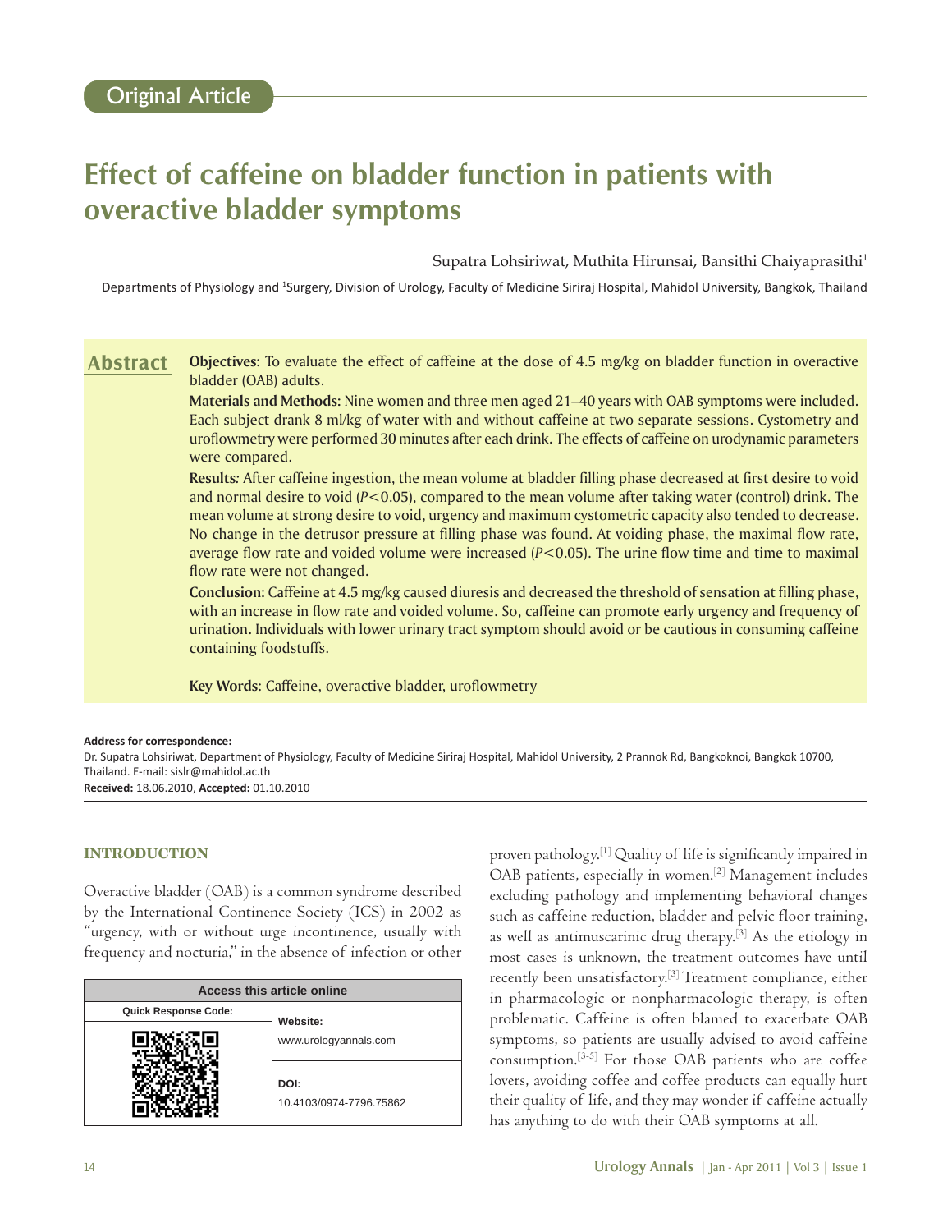Original Article

# Effect of caffeine on bladder function in patients with overactive bladder symptoms

Supatra Lohsiriwat, Muthita Hirunsai, Bansithi Chaiyaprasithi[1]

Departments of Physiology and [1]Surgery, Division of Urology, Faculty of Medicine Siriraj Hospital, Mahidol University, Bangkok, Thailand

## Abstract

**Objectives:** To evaluate the effect of caffeine at the dose of 4.5 mg/kg on bladder function in overactive bladder (OAB) adults.

**Materials and Methods:** Nine women and three men aged 21–40 years with OAB symptoms were included. Each subject drank 8 ml/kg of water with and without caffeine at two separate sessions. Cystometry and uroflowmetry were performed 30 minutes after each drink. The effects of caffeine on urodynamic parameters were compared.

**Results:** After caffeine ingestion, the mean volume at bladder filling phase decreased at first desire to void and normal desire to void ($P<0.05$), compared to the mean volume after taking water (control) drink. The mean volume at strong desire to void, urgency and maximum cystometric capacity also tended to decrease. No change in the detrusor pressure at filling phase was found. At voiding phase, the maximal flow rate, average flow rate and voided volume were increased ($P<0.05$). The urine flow time and time to maximal flow rate were not changed.

**Conclusion:** Caffeine at 4.5 mg/kg caused diuresis and decreased the threshold of sensation at filling phase, with an increase in flow rate and voided volume. So, caffeine can promote early urgency and frequency of urination. Individuals with lower urinary tract symptom should avoid or be cautious in consuming caffeine containing foodstuffs.

**Key Words:** Caffeine, overactive bladder, uroflowmetry

**Address for correspondence:**
Dr. Supatra Lohsiriwat, Department of Physiology, Faculty of Medicine Siriraj Hospital, Mahidol University, 2 Prannok Rd, Bangkoknoi, Bangkok 10700, Thailand. E-mail: sislr@mahidol.ac.th
**Received:** 18.06.2010, **Accepted:** 01.10.2010

| Access this article online | |
|---|---|
| Quick Response Code: | Website: www.urologyannals.com |
| | DOI: 10.4103/0974-7796.75862 |

## INTRODUCTION

Overactive bladder (OAB) is a common syndrome described by the International Continence Society (ICS) in 2002 as "urgency, with or without urge incontinence, usually with frequency and nocturia," in the absence of infection or other proven pathology.[1] Quality of life is significantly impaired in OAB patients, especially in women.[2] Management includes excluding pathology and implementing behavioral changes such as caffeine reduction, bladder and pelvic floor training, as well as antimuscarinic drug therapy.[3] As the etiology in most cases is unknown, the treatment outcomes have until recently been unsatisfactory.[3] Treatment compliance, either in pharmacologic or nonpharmacologic therapy, is often problematic. Caffeine is often blamed to exacerbate OAB symptoms, so patients are usually advised to avoid caffeine consumption.[3-5] For those OAB patients who are coffee lovers, avoiding coffee and coffee products can equally hurt their quality of life, and they may wonder if caffeine actually has anything to do with their OAB symptoms at all.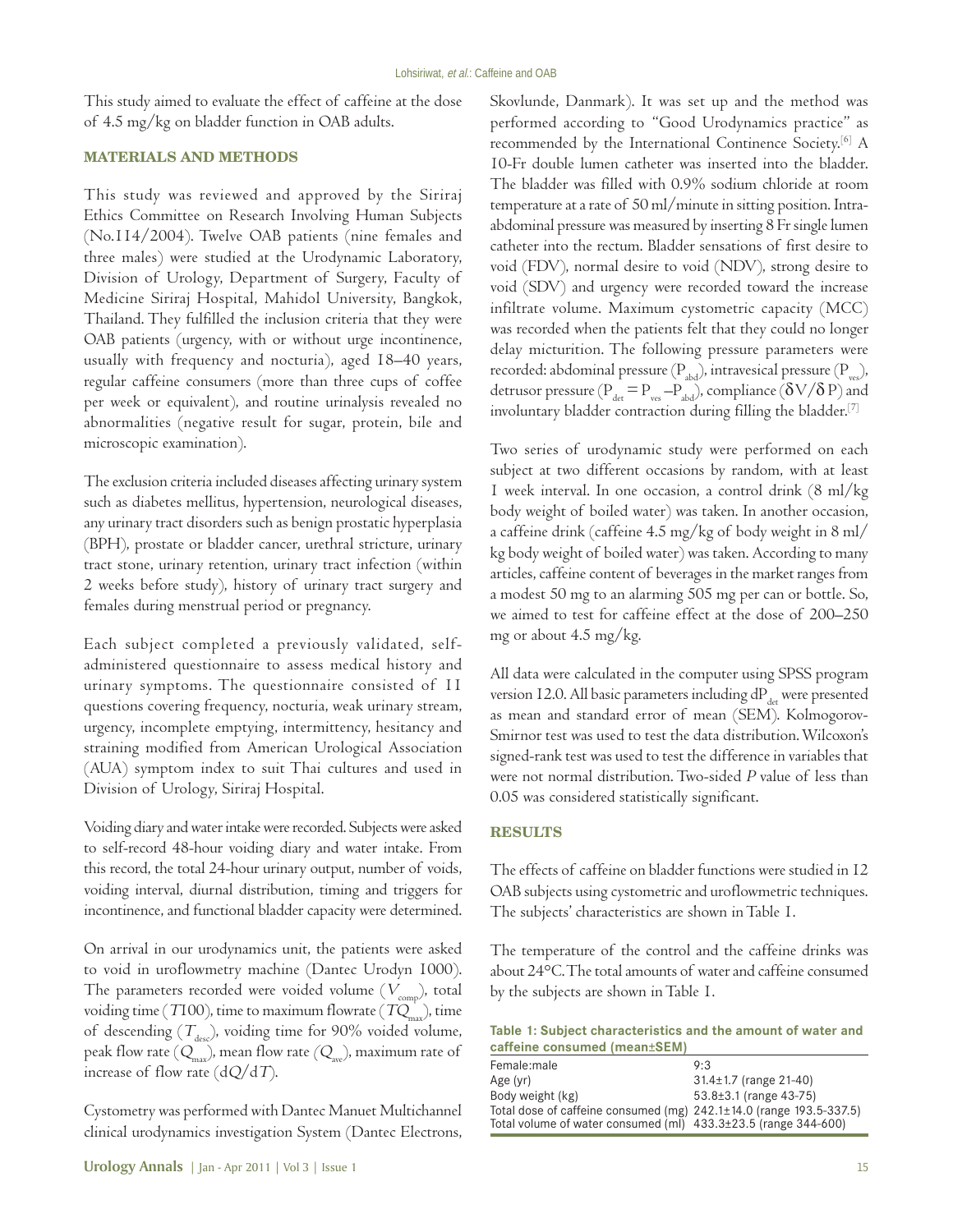This study aimed to evaluate the effect of caffeine at the dose of 4.5 mg/kg on bladder function in OAB adults.

## MATERIALS AND METHODS

This study was reviewed and approved by the Siriraj Ethics Committee on Research Involving Human Subjects (No.114/2004). Twelve OAB patients (nine females and three males) were studied at the Urodynamic Laboratory, Division of Urology, Department of Surgery, Faculty of Medicine Siriraj Hospital, Mahidol University, Bangkok, Thailand. They fulfilled the inclusion criteria that they were OAB patients (urgency, with or without urge incontinence, usually with frequency and nocturia), aged 18–40 years, regular caffeine consumers (more than three cups of coffee per week or equivalent), and routine urinalysis revealed no abnormalities (negative result for sugar, protein, bile and microscopic examination).

The exclusion criteria included diseases affecting urinary system such as diabetes mellitus, hypertension, neurological diseases, any urinary tract disorders such as benign prostatic hyperplasia (BPH), prostate or bladder cancer, urethral stricture, urinary tract stone, urinary retention, urinary tract infection (within 2 weeks before study), history of urinary tract surgery and females during menstrual period or pregnancy.

Each subject completed a previously validated, self-administered questionnaire to assess medical history and urinary symptoms. The questionnaire consisted of 11 questions covering frequency, nocturia, weak urinary stream, urgency, incomplete emptying, intermittency, hesitancy and straining modified from American Urological Association (AUA) symptom index to suit Thai cultures and used in Division of Urology, Siriraj Hospital.

Voiding diary and water intake were recorded. Subjects were asked to self-record 48-hour voiding diary and water intake. From this record, the total 24-hour urinary output, number of voids, voiding interval, diurnal distribution, timing and triggers for incontinence, and functional bladder capacity were determined.

On arrival in our urodynamics unit, the patients were asked to void in uroflowmetry machine (Dantec Urodyn 1000). The parameters recorded were voided volume ($V_{comp}$), total voiding time ($T100$), time to maximum flowrate ($TQ_{max}$), time of descending ($T_{desc}$), voiding time for 90% voided volume, peak flow rate ($Q_{max}$), mean flow rate ($Q_{ave}$), maximum rate of increase of flow rate ($dQ/dT$).

Cystometry was performed with Dantec Manuet Multichannel clinical urodynamics investigation System (Dantec Electrons, Skovlunde, Danmark). It was set up and the method was performed according to "Good Urodynamics practice" as recommended by the International Continence Society.[6] A 10-Fr double lumen catheter was inserted into the bladder. The bladder was filled with 0.9% sodium chloride at room temperature at a rate of 50 ml/minute in sitting position. Intra-abdominal pressure was measured by inserting 8 Fr single lumen catheter into the rectum. Bladder sensations of first desire to void (FDV), normal desire to void (NDV), strong desire to void (SDV) and urgency were recorded toward the increase infiltrate volume. Maximum cystometric capacity (MCC) was recorded when the patients felt that they could no longer delay micturition. The following pressure parameters were recorded: abdominal pressure ($P_{abd}$), intravesical pressure ($P_{ves}$), detrusor pressure ($P_{det} = P_{ves} - P_{abd}$), compliance ($\delta V/\delta P$) and involuntary bladder contraction during filling the bladder.[7]

Two series of urodynamic study were performed on each subject at two different occasions by random, with at least 1 week interval. In one occasion, a control drink (8 ml/kg body weight of boiled water) was taken. In another occasion, a caffeine drink (caffeine 4.5 mg/kg of body weight in 8 ml/kg body weight of boiled water) was taken. According to many articles, caffeine content of beverages in the market ranges from a modest 50 mg to an alarming 505 mg per can or bottle. So, we aimed to test for caffeine effect at the dose of 200–250 mg or about 4.5 mg/kg.

All data were calculated in the computer using SPSS program version 12.0. All basic parameters including $dP_{det}$ were presented as mean and standard error of mean (SEM). Kolmogorov-Smirnor test was used to test the data distribution. Wilcoxon's signed-rank test was used to test the difference in variables that were not normal distribution. Two-sided *P* value of less than 0.05 was considered statistically significant.

## RESULTS

The effects of caffeine on bladder functions were studied in 12 OAB subjects using cystometric and uroflowmetric techniques. The subjects' characteristics are shown in Table 1.

The temperature of the control and the caffeine drinks was about 24°C. The total amounts of water and caffeine consumed by the subjects are shown in Table 1.

**Table 1: Subject characteristics and the amount of water and caffeine consumed (mean±SEM)**

| | |
|---|---|
| Female:male | 9:3 |
| Age (yr) | 31.4±1.7 (range 21-40) |
| Body weight (kg) | 53.8±3.1 (range 43-75) |
| Total dose of caffeine consumed (mg) | 242.1±14.0 (range 193.5-337.5) |
| Total volume of water consumed (ml) | 433.3±23.5 (range 344-600) |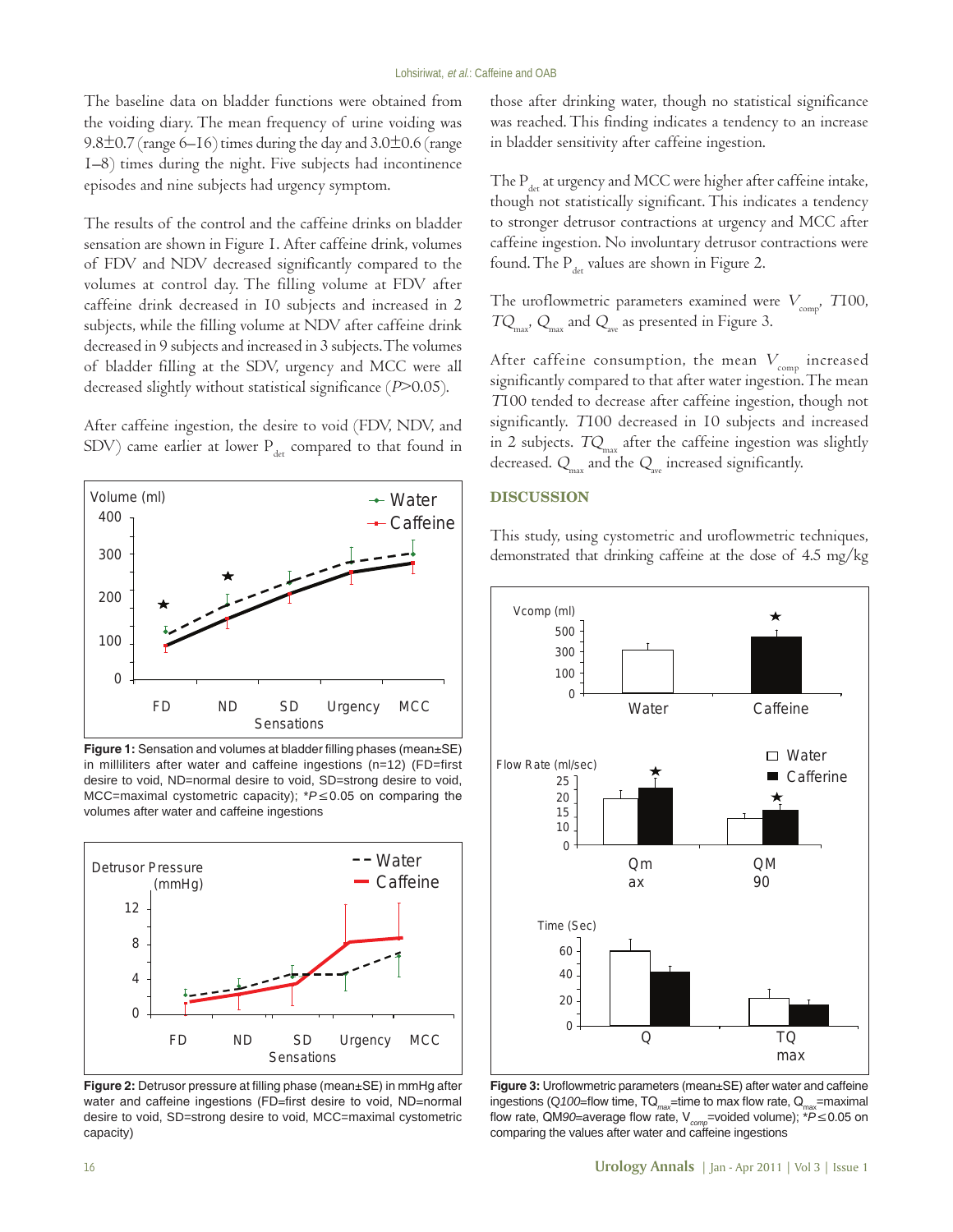The baseline data on bladder functions were obtained from the voiding diary. The mean frequency of urine voiding was 9.8±0.7 (range 6–16) times during the day and 3.0±0.6 (range 1–8) times during the night. Five subjects had incontinence episodes and nine subjects had urgency symptom.

The results of the control and the caffeine drinks on bladder sensation are shown in Figure 1. After caffeine drink, volumes of FDV and NDV decreased significantly compared to the volumes at control day. The filling volume at FDV after caffeine drink decreased in 10 subjects and increased in 2 subjects, while the filling volume at NDV after caffeine drink decreased in 9 subjects and increased in 3 subjects. The volumes of bladder filling at the SDV, urgency and MCC were all decreased slightly without statistical significance ($P>0.05$).

After caffeine ingestion, the desire to void (FDV, NDV, and SDV) came earlier at lower $P_{det}$ compared to that found in those after drinking water, though no statistical significance was reached. This finding indicates a tendency to an increase in bladder sensitivity after caffeine ingestion.

**Figure 1:** Sensation and volumes at bladder filling phases (mean±SE) in milliliters after water and caffeine ingestions (n=12) (FD=first desire to void, ND=normal desire to void, SD=strong desire to void, MCC=maximal cystometric capacity); $*P\leq0.05$ on comparing the volumes after water and caffeine ingestions

**Figure 2:** Detrusor pressure at filling phase (mean±SE) in mmHg after water and caffeine ingestions (FD=first desire to void, ND=normal desire to void, SD=strong desire to void, MCC=maximal cystometric capacity)

The $P_{det}$ at urgency and MCC were higher after caffeine intake, though not statistically significant. This indicates a tendency to stronger detrusor contractions at urgency and MCC after caffeine ingestion. No involuntary detrusor contractions were found. The $P_{det}$ values are shown in Figure 2.

The uroflowmetric parameters examined were $V_{comp}$, $T100$, $TQ_{max}$, $Q_{max}$ and $Q_{ave}$ as presented in Figure 3.

After caffeine consumption, the mean $V_{comp}$ increased significantly compared to that after water ingestion. The mean $T100$ tended to decrease after caffeine ingestion, though not significantly. $T100$ decreased in 10 subjects and increased in 2 subjects. $TQ_{max}$ after the caffeine ingestion was slightly decreased. $Q_{max}$ and the $Q_{ave}$ increased significantly.

## DISCUSSION

This study, using cystometric and uroflowmetric techniques, demonstrated that drinking caffeine at the dose of 4.5 mg/kg

**Figure 3:** Uroflowmetric parameters (mean±SE) after water and caffeine ingestions ($Q100$=flow time, $TQ_{max}$=time to max flow rate, $Q_{max}$=maximal flow rate, $QM90$=average flow rate, $V_{comp}$=voided volume); $*P\leq0.05$ on comparing the values after water and caffeine ingestions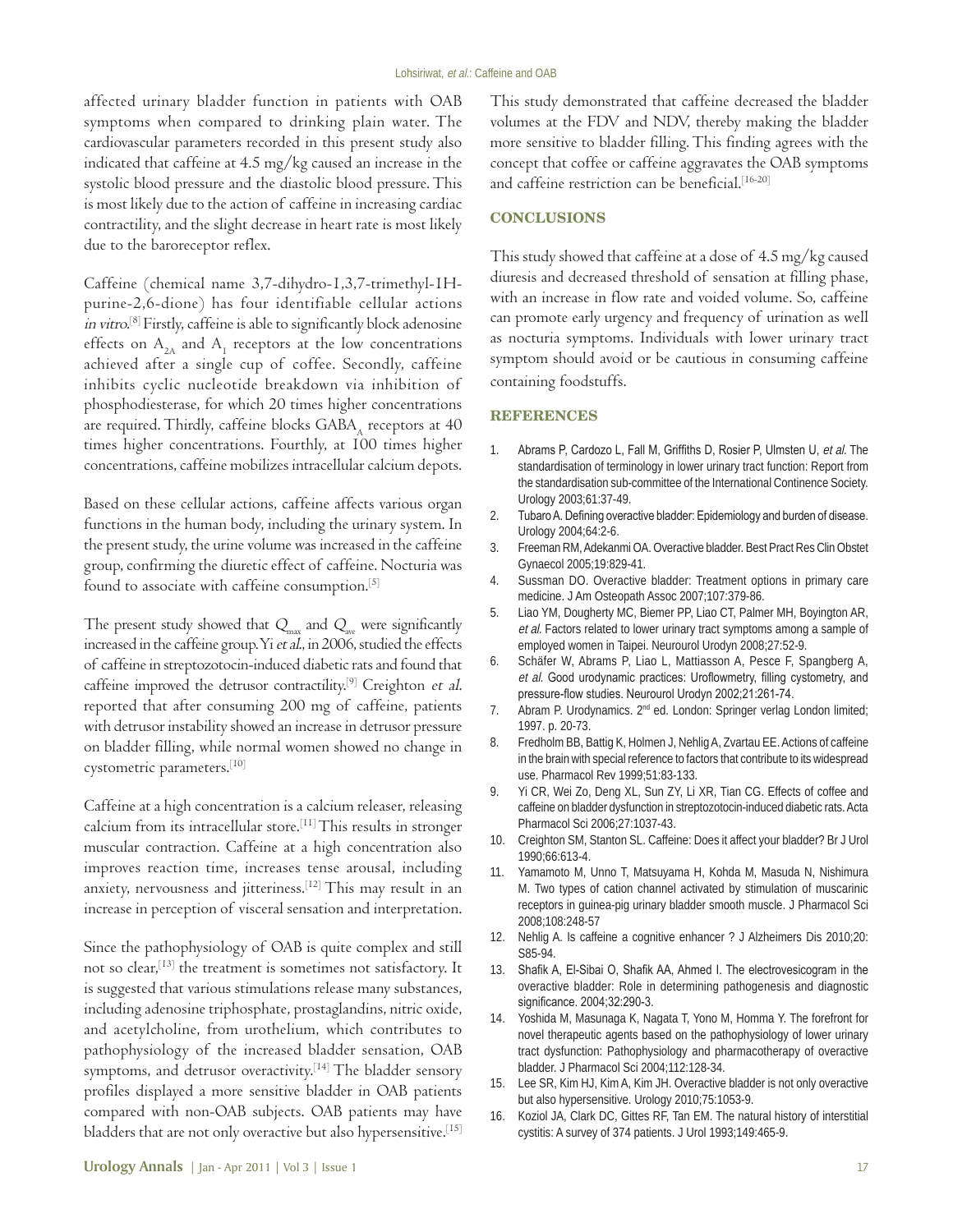affected urinary bladder function in patients with OAB symptoms when compared to drinking plain water. The cardiovascular parameters recorded in this present study also indicated that caffeine at 4.5 mg/kg caused an increase in the systolic blood pressure and the diastolic blood pressure. This is most likely due to the action of caffeine in increasing cardiac contractility, and the slight decrease in heart rate is most likely due to the baroreceptor reflex.

Caffeine (chemical name 3,7-dihydro-1,3,7-trimethyl-1H-purine-2,6-dione) has four identifiable cellular actions *in vitro*.[8] Firstly, caffeine is able to significantly block adenosine effects on $A_{2A}$ and $A_1$ receptors at the low concentrations achieved after a single cup of coffee. Secondly, caffeine inhibits cyclic nucleotide breakdown via inhibition of phosphodiesterase, for which 20 times higher concentrations are required. Thirdly, caffeine blocks $GABA_A$ receptors at 40 times higher concentrations. Fourthly, at 100 times higher concentrations, caffeine mobilizes intracellular calcium depots.

Based on these cellular actions, caffeine affects various organ functions in the human body, including the urinary system. In the present study, the urine volume was increased in the caffeine group, confirming the diuretic effect of caffeine. Nocturia was found to associate with caffeine consumption.[5]

The present study showed that $Q_{max}$ and $Q_{ave}$ were significantly increased in the caffeine group. Yi *et al.*, in 2006, studied the effects of caffeine in streptozotocin-induced diabetic rats and found that caffeine improved the detrusor contractility.[9] Creighton *et al.* reported that after consuming 200 mg of caffeine, patients with detrusor instability showed an increase in detrusor pressure on bladder filling, while normal women showed no change in cystometric parameters.[10]

Caffeine at a high concentration is a calcium releaser, releasing calcium from its intracellular store.[11] This results in stronger muscular contraction. Caffeine at a high concentration also improves reaction time, increases tense arousal, including anxiety, nervousness and jitteriness.[12] This may result in an increase in perception of visceral sensation and interpretation.

Since the pathophysiology of OAB is quite complex and still not so clear,[13] the treatment is sometimes not satisfactory. It is suggested that various stimulations release many substances, including adenosine triphosphate, prostaglandins, nitric oxide, and acetylcholine, from urothelium, which contributes to pathophysiology of the increased bladder sensation, OAB symptoms, and detrusor overactivity.[14] The bladder sensory profiles displayed a more sensitive bladder in OAB patients compared with non-OAB subjects. OAB patients may have bladders that are not only overactive but also hypersensitive.[15]

This study demonstrated that caffeine decreased the bladder volumes at the FDV and NDV, thereby making the bladder more sensitive to bladder filling. This finding agrees with the concept that coffee or caffeine aggravates the OAB symptoms and caffeine restriction can be beneficial.[16-20]

## CONCLUSIONS

This study showed that caffeine at a dose of 4.5 mg/kg caused diuresis and decreased threshold of sensation at filling phase, with an increase in flow rate and voided volume. So, caffeine can promote early urgency and frequency of urination as well as nocturia symptoms. Individuals with lower urinary tract symptom should avoid or be cautious in consuming caffeine containing foodstuffs.

## REFERENCES

1. Abrams P, Cardozo L, Fall M, Griffiths D, Rosier P, Ulmsten U, *et al.* The standardisation of terminology in lower urinary tract function: Report from the standardisation sub-committee of the International Continence Society. Urology 2003;61:37-49.
2. Tubaro A. Defining overactive bladder: Epidemiology and burden of disease. Urology 2004;64:2-6.
3. Freeman RM, Adekanmi OA. Overactive bladder. Best Pract Res Clin Obstet Gynaecol 2005;19:829-41.
4. Sussman DO. Overactive bladder: Treatment options in primary care medicine. J Am Osteopath Assoc 2007;107:379-86.
5. Liao YM, Dougherty MC, Biemer PP, Liao CT, Palmer MH, Boyington AR, *et al.* Factors related to lower urinary tract symptoms among a sample of employed women in Taipei. Neurourol Urodyn 2008;27:52-9.
6. Schäfer W, Abrams P, Liao L, Mattiasson A, Pesce F, Spangberg A, *et al.* Good urodynamic practices: Uroflowmetry, filling cystometry, and pressure-flow studies. Neurourol Urodyn 2002;21:261-74.
7. Abram P. Urodynamics. 2nd ed. London: Springer verlag London limited; 1997. p. 20-73.
8. Fredholm BB, Battig K, Holmen J, Nehlig A, Zvartau EE. Actions of caffeine in the brain with special reference to factors that contribute to its widespread use. Pharmacol Rev 1999;51:83-133.
9. Yi CR, Wei Zo, Deng XL, Sun ZY, Li XR, Tian CG. Effects of coffee and caffeine on bladder dysfunction in streptozotocin-induced diabetic rats. Acta Pharmacol Sci 2006;27:1037-43.
10. Creighton SM, Stanton SL. Caffeine: Does it affect your bladder? Br J Urol 1990;66:613-4.
11. Yamamoto M, Unno T, Matsuyama H, Kohda M, Masuda N, Nishimura M. Two types of cation channel activated by stimulation of muscarinic receptors in guinea-pig urinary bladder smooth muscle. J Pharmacol Sci 2008;108:248-57
12. Nehlig A. Is caffeine a cognitive enhancer ? J Alzheimers Dis 2010;20: S85-94.
13. Shafik A, El-Sibai O, Shafik AA, Ahmed I. The electrovesicogram in the overactive bladder: Role in determining pathogenesis and diagnostic significance. 2004;32:290-3.
14. Yoshida M, Masunaga K, Nagata T, Yono M, Homma Y. The forefront for novel therapeutic agents based on the pathophysiology of lower urinary tract dysfunction: Pathophysiology and pharmacotherapy of overactive bladder. J Pharmacol Sci 2004;112:128-34.
15. Lee SR, Kim HJ, Kim A, Kim JH. Overactive bladder is not only overactive but also hypersensitive. Urology 2010;75:1053-9.
16. Koziol JA, Clark DC, Gittes RF, Tan EM. The natural history of interstitial cystitis: A survey of 374 patients. J Urol 1993;149:465-9.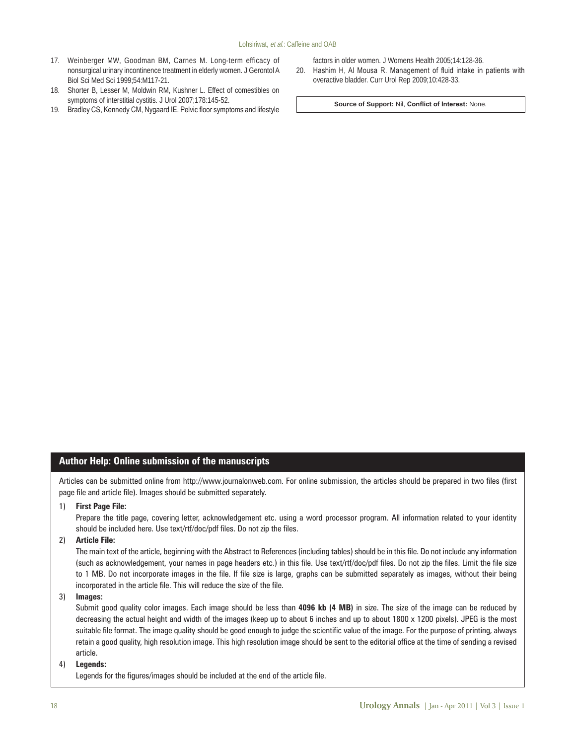17. Weinberger MW, Goodman BM, Carnes M. Long-term efficacy of nonsurgical urinary incontinence treatment in elderly women. J Gerontol A Biol Sci Med Sci 1999;54:M117-21.
18. Shorter B, Lesser M, Moldwin RM, Kushner L. Effect of comestibles on symptoms of interstitial cystitis. J Urol 2007;178:145-52.
19. Bradley CS, Kennedy CM, Nygaard IE. Pelvic floor symptoms and lifestyle factors in older women. J Womens Health 2005;14:128-36.
20. Hashim H, Al Mousa R. Management of fluid intake in patients with overactive bladder. Curr Urol Rep 2009;10:428-33.

**Source of Support:** Nil, **Conflict of Interest:** None.

## Author Help: Online submission of the manuscripts

Articles can be submitted online from http://www.journalonweb.com. For online submission, the articles should be prepared in two files (first page file and article file). Images should be submitted separately.

1) **First Page File:**
   Prepare the title page, covering letter, acknowledgement etc. using a word processor program. All information related to your identity should be included here. Use text/rtf/doc/pdf files. Do not zip the files.

2) **Article File:**
   The main text of the article, beginning with the Abstract to References (including tables) should be in this file. Do not include any information (such as acknowledgement, your names in page headers etc.) in this file. Use text/rtf/doc/pdf files. Do not zip the files. Limit the file size to 1 MB. Do not incorporate images in the file. If file size is large, graphs can be submitted separately as images, without their being incorporated in the article file. This will reduce the size of the file.

3) **Images:**
   Submit good quality color images. Each image should be less than **4096 kb (4 MB)** in size. The size of the image can be reduced by decreasing the actual height and width of the images (keep up to about 6 inches and up to about 1800 x 1200 pixels). JPEG is the most suitable file format. The image quality should be good enough to judge the scientific value of the image. For the purpose of printing, always retain a good quality, high resolution image. This high resolution image should be sent to the editorial office at the time of sending a revised article.

4) **Legends:**
   Legends for the figures/images should be included at the end of the article file.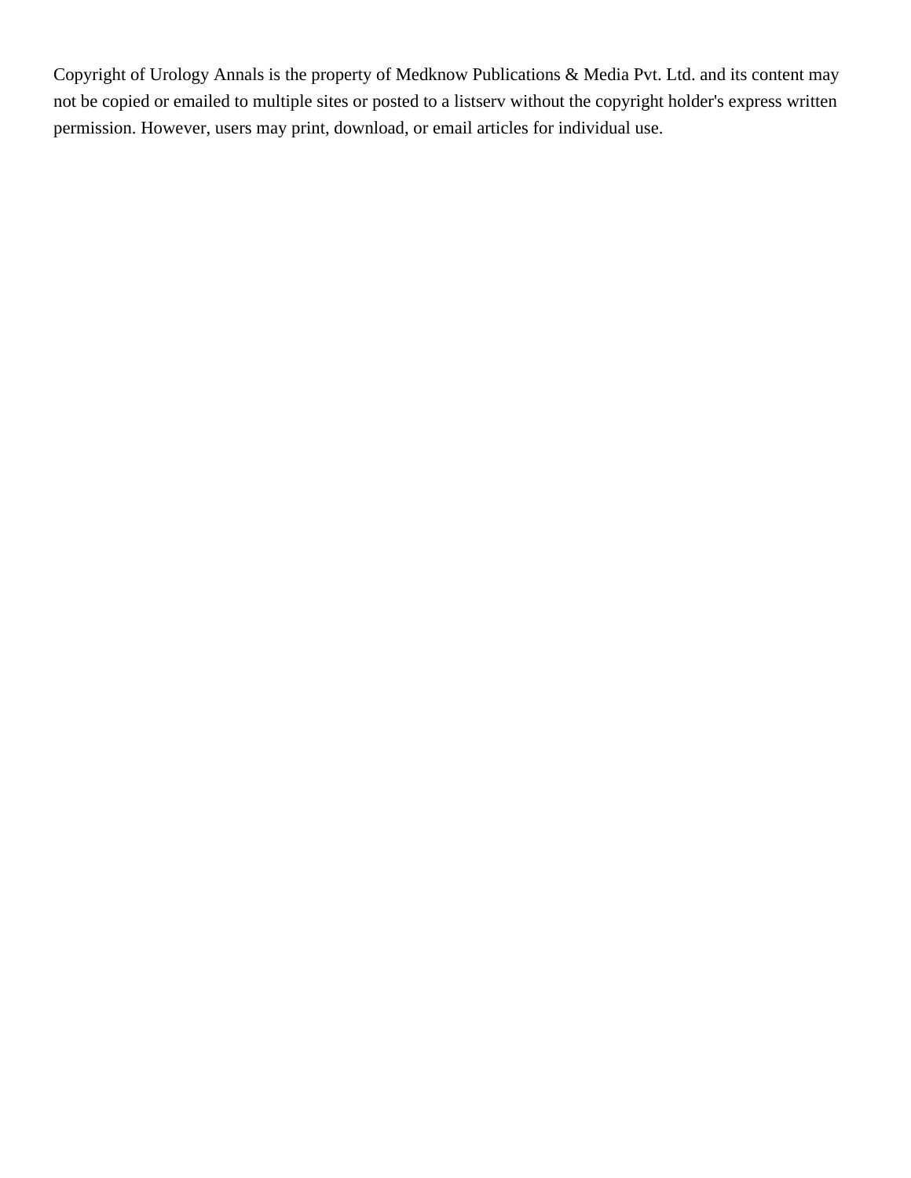Copyright of Urology Annals is the property of Medknow Publications & Media Pvt. Ltd. and its content may not be copied or emailed to multiple sites or posted to a listserv without the copyright holder's express written permission. However, users may print, download, or email articles for individual use.